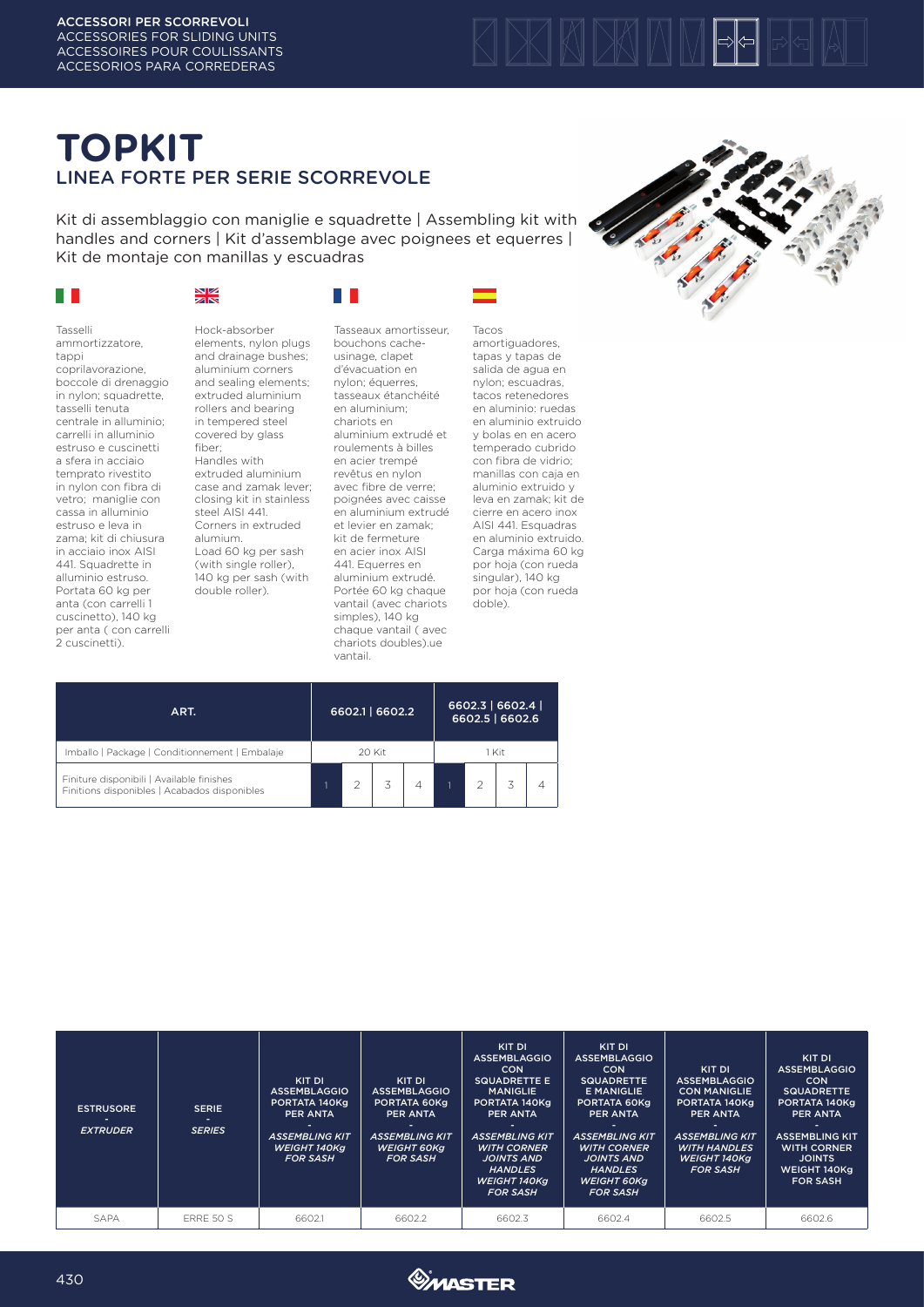ACCESSORI PER SCORREVOLI
ACCESSORIES FOR SLIDING UNITS
ACCESSOIRES POUR COULISSANTS
ACCESORIOS PARA CORREDERAS

# TOPKIT

## LINEA FORTE PER SERIE SCORREVOLE

Kit di assemblaggio con maniglie e squadrette | Assembling kit with handles and corners | Kit d'assemblage avec poignees et equerres | Kit de montaje con manillas y escuadras

Tasselli ammortizzatore, tappi coprilavorazione, boccole di drenaggio in nylon; squadrette, tasselli tenuta centrale in alluminio; carrelli in alluminio estruso e cuscinetti a sfera in acciaio temprato rivestito in nylon con fibra di vetro; maniglie con cassa in alluminio estruso e leva in zama; kit di chiusura in acciaio inox AISI 441. Squadrette in alluminio estruso. Portata 60 kg per anta (con carrelli 1 cuscinetto), 140 kg per anta ( con carrelli 2 cuscinetti).

Hock-absorber elements, nylon plugs and drainage bushes; aluminium corners and sealing elements; extruded aluminium rollers and bearing in tempered steel covered by glass fiber; Handles with extruded aluminium case and zamak lever; closing kit in stainless steel AISI 441. Corners in extruded alumium. Load 60 kg per sash (with single roller), 140 kg per sash (with double roller).

Tasseaux amortisseur, bouchons cache-usinage, clapet d'évacuation en nylon; équerres, tasseaux étanchéité en aluminium; chariots en aluminium extrudé et roulements à billes en acier trempé revêtus en nylon avec fibre de verre; poignées avec caisse en aluminium extrudé et levier en zamak; kit de fermeture en acier inox AISI 441. Equerres en aluminium extrudé. Portée 60 kg chaque vantail (avec chariots simples), 140 kg chaque vantail ( avec chariots doubles).ue vantail.

Tacos amortiguadores, tapas y tapas de salida de agua en nylon; escuadras, tacos retenedores en aluminio: ruedas en aluminio extruido y bolas en en acero temperado cubrido con fibra de vidrio; manillas con caja en aluminio y leva en zamak; kit de cierre en acero inox AISI 441. Esquadras en aluminio extruido. Carga máxima 60 kg por hoja (con rueda singular), 140 kg por hoja (con rueda doble).

| ART. | 6602.1 \| 6602.2 | | | | 6602.3 \| 6602.4 \| 6602.5 \| 6602.6 | | | |
|---|---|---|---|---|---|---|---|---|
| Imballo \| Package \| Conditionnement \| Embalaje | 20 Kit | | | | 1 Kit | | | |
| Finiture disponibili \| Available finishes Finitions disponibles \| Acabados disponibles | 1 | 2 | 3 | 4 | 1 | 2 | 3 | 4 |

| ESTRUSORE - *EXTRUDER* | SERIE - *SERIES* | KIT DI ASSEMBLAGGIO PORTATA 140Kg PER ANTA - *ASSEMBLING KIT WEIGHT 140Kg FOR SASH* | KIT DI ASSEMBLAGGIO PORTATA 60Kg PER ANTA - *ASSEMBLING KIT WEIGHT 60Kg FOR SASH* | KIT DI ASSEMBLAGGIO CON SQUADRETTE E MANIGLIE PORTATA 140Kg PER ANTA - *ASSEMBLING KIT WITH CORNER JOINTS AND HANDLES WEIGHT 140Kg FOR SASH* | KIT DI ASSEMBLAGGIO CON SQUADRETTE E MANIGLIE PORTATA 60Kg PER ANTA - *ASSEMBLING KIT WITH CORNER JOINTS AND HANDLES WEIGHT 60Kg FOR SASH* | KIT DI ASSEMBLAGGIO CON MANIGLIE PORTATA 140Kg PER ANTA - *ASSEMBLING KIT WITH HANDLES WEIGHT 140Kg FOR SASH* | KIT DI ASSEMBLAGGIO CON SQUADRETTE PORTATA 140Kg PER ANTA - ASSEMBLING KIT WITH CORNER JOINTS WEIGHT 140Kg FOR SASH |
|---|---|---|---|---|---|---|---|
| SAPA | ERRE 50 S | 6602.1 | 6602.2 | 6602.3 | 6602.4 | 6602.5 | 6602.6 |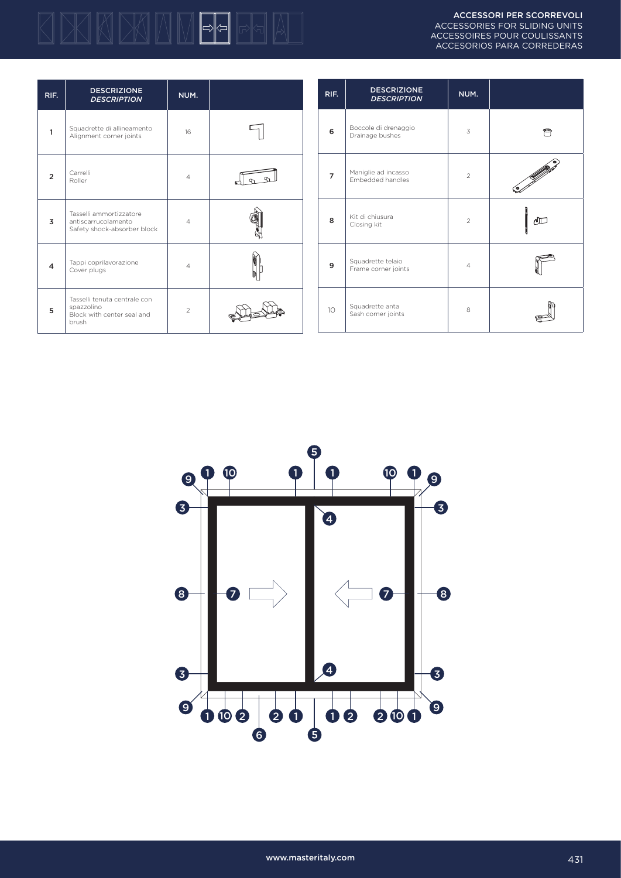# ACCESSORI PER SCORREVOLI
ACCESSORIES FOR SLIDING UNITS
ACCESSOIRES POUR COULISSANTS
ACCESORIOS PARA CORREDERAS

| RIF. | DESCRIZIONE *DESCRIPTION* | NUM. | |
|---|---|---|---|
| 1 | Squadrette di allineamento Alignment corner joints | 16 | |
| 2 | Carrelli Roller | 4 | |
| 3 | Tasselli ammortizzatore antiscarrucolamento Safety shock-absorber block | 4 | |
| 4 | Tappi coprilavorazione Cover plugs | 4 | |
| 5 | Tasselli tenuta centrale con spazzolino Block with center seal and brush | 2 | |

| RIF. | DESCRIZIONE *DESCRIPTION* | NUM. | |
|---|---|---|---|
| 6 | Boccole di drenaggio Drainage bushes | 3 | |
| 7 | Maniglie ad incasso Embedded handles | 2 | |
| 8 | Kit di chiusura Closing kit | 2 | |
| 9 | Squadrette telaio Frame corner joints | 4 | |
| 10 | Squadrette anta Sash corner joints | 8 | |

5
9 1 10 1 1 10 1 9
3 4 3
8 7 7 8
3 4 3
9 1 10 2 2 1 1 2 2 10 1 9
6 5

www.masteritaly.com